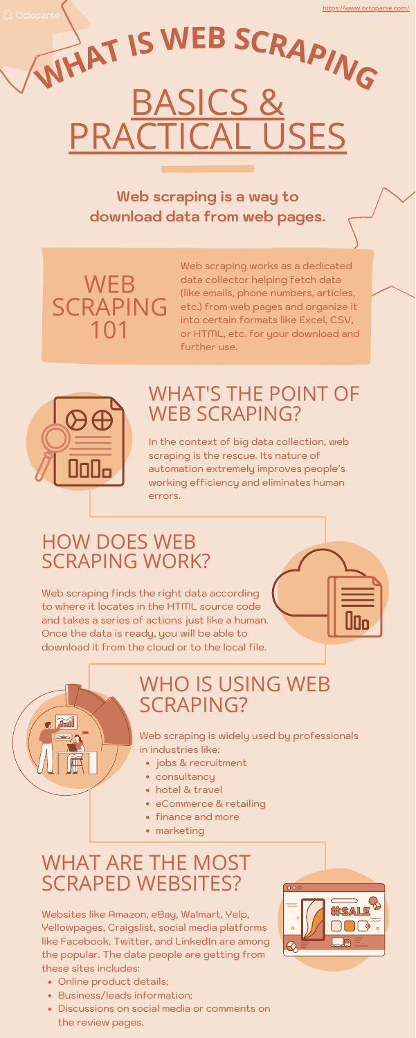# WHAT IS WEB SCRAPING

# BASICS & PRACTICAL USES

**Web scraping is a way to download data from web pages.**

## WEB SCRAPING 101

Web scraping works as a dedicated data collector helping fetch data (like emails, phone numbers, articles, etc.) from web pages and organize it into certain formats like Excel, CSV, or HTML, etc. for your download and further use.

## WHAT'S THE POINT OF WEB SCRAPING?

In the context of big data collection, web scraping is the rescue. Its nature of automation extremely improves people's working efficiency and eliminates human errors.

## HOW DOES WEB SCRAPING WORK?

Web scraping finds the right data according to where it locates in the HTML source code and takes a series of actions just like a human. Once the data is ready, you will be able to download it from the cloud or to the local file.

## WHO IS USING WEB SCRAPING?

Web scraping is widely used by professionals in industries like:

- jobs & recruitment
- consultancy
- hotel & travel
- eCommerce & retailing
- finance and more
- marketing

## WHAT ARE THE MOST SCRAPED WEBSITES?

Websites like Amazon, eBay, Walmart, Yelp, Yellowpages, Craigslist, social media platforms like Facebook, Twitter, and LinkedIn are among the popular. The data people are getting from these sites includes:

- Online product details;
- Business/leads information;
- Discussions on social media or comments on the review pages.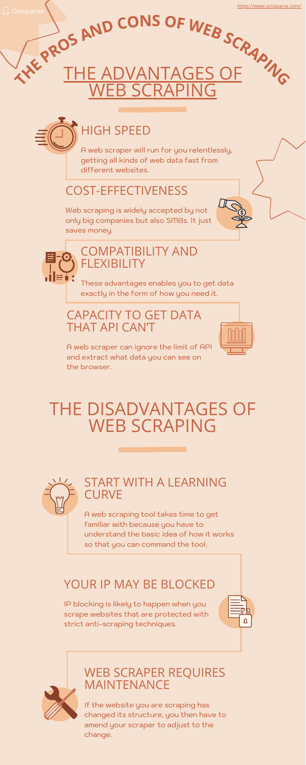# THE PROS AND CONS OF WEB SCRAPING

## THE ADVANTAGES OF WEB SCRAPING

### HIGH SPEED

A web scraper will run for you relentlessly, getting all kinds of web data fast from different websites.

### COST-EFFECTIVENESS

Web scraping is widely accepted by not only big companies but also SMBs. It just saves money.

### COMPATIBILITY AND FLEXIBILITY

These advantages enables you to get data exactly in the form of how you need it.

### CAPACITY TO GET DATA THAT API CAN'T

A web scraper can ignore the limit of API and extract what data you can see on the browser.

## THE DISADVANTAGES OF WEB SCRAPING

### START WITH A LEARNING CURVE

A web scraping tool takes time to get familiar with because you have to understand the basic idea of how it works so that you can command the tool.

### YOUR IP MAY BE BLOCKED

IP blocking is likely to happen when you scrape websites that are protected with strict anti-scraping techniques.

### WEB SCRAPER REQUIRES MAINTENANCE

If the website you are scraping has changed its structure, you then have to amend your scraper to adjust to the change.